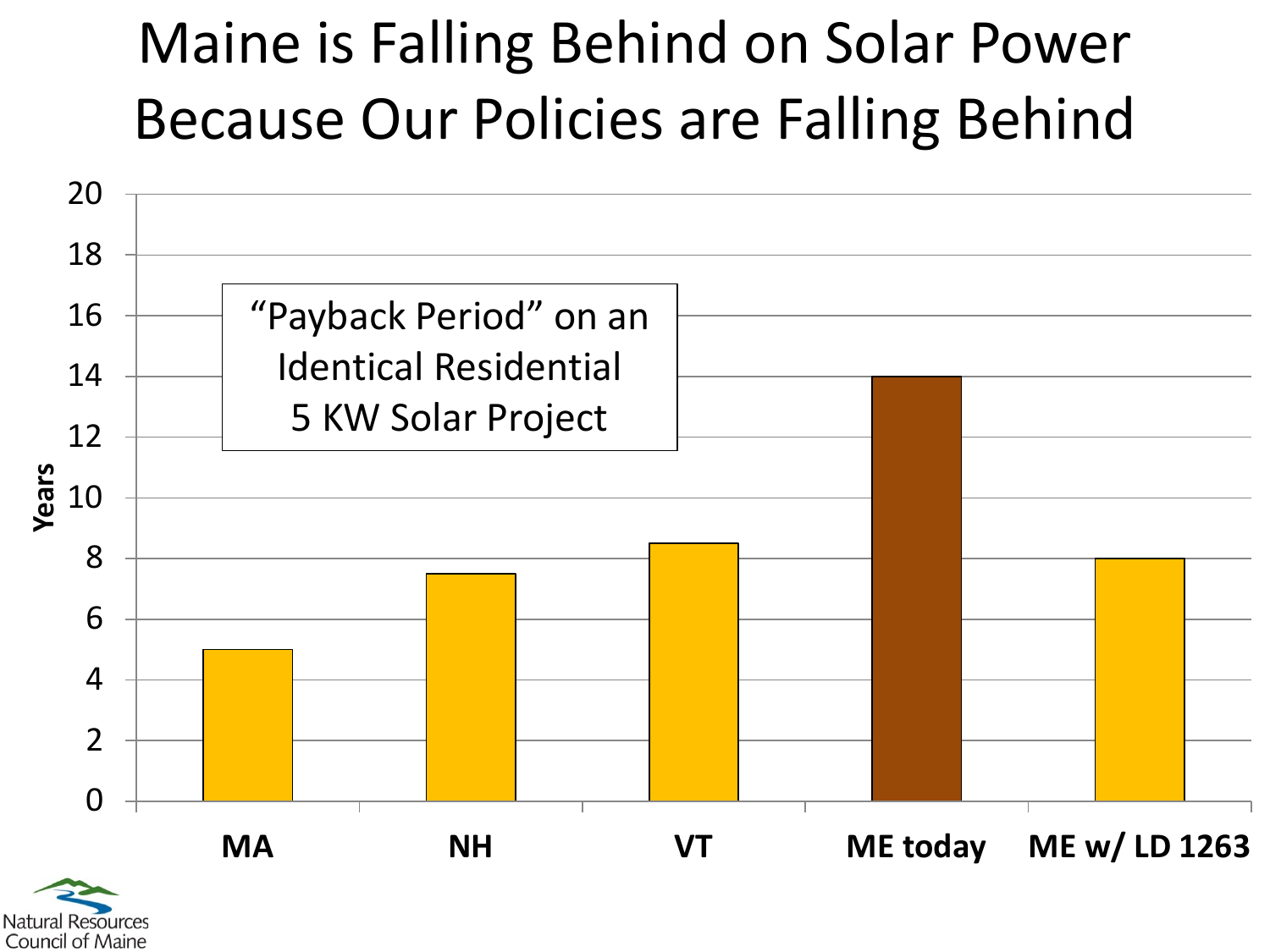# Maine is Falling Behind on Solar Power Because Our Policies are Falling Behind

"Payback Period" on an Identical Residential 5 KW Solar Project

| | Years |
|---|---|
| MA | 5 |
| NH | 7.5 |
| VT | 8.5 |
| ME today | 14 |
| ME w/ LD 1263 | 8 |

Natural Resources Council of Maine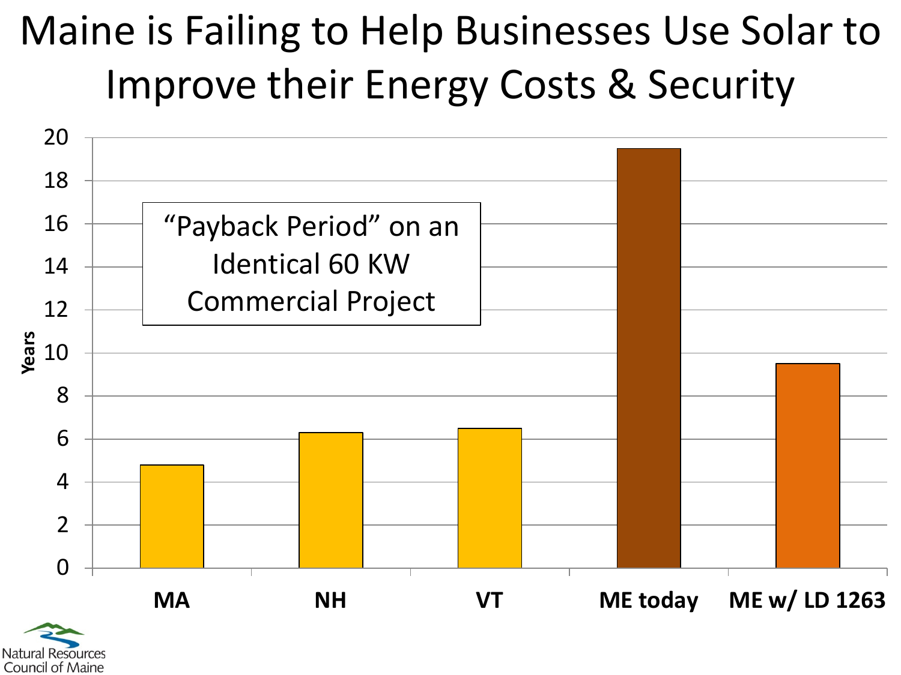# Maine is Failing to Help Businesses Use Solar to Improve their Energy Costs & Security

"Payback Period" on an Identical 60 KW Commercial Project

| | Years |
|---|---|
| MA | ~4.8 |
| NH | ~6.3 |
| VT | ~6.5 |
| ME today | ~19.5 |
| ME w/ LD 1263 | ~9.5 |

Natural Resources Council of Maine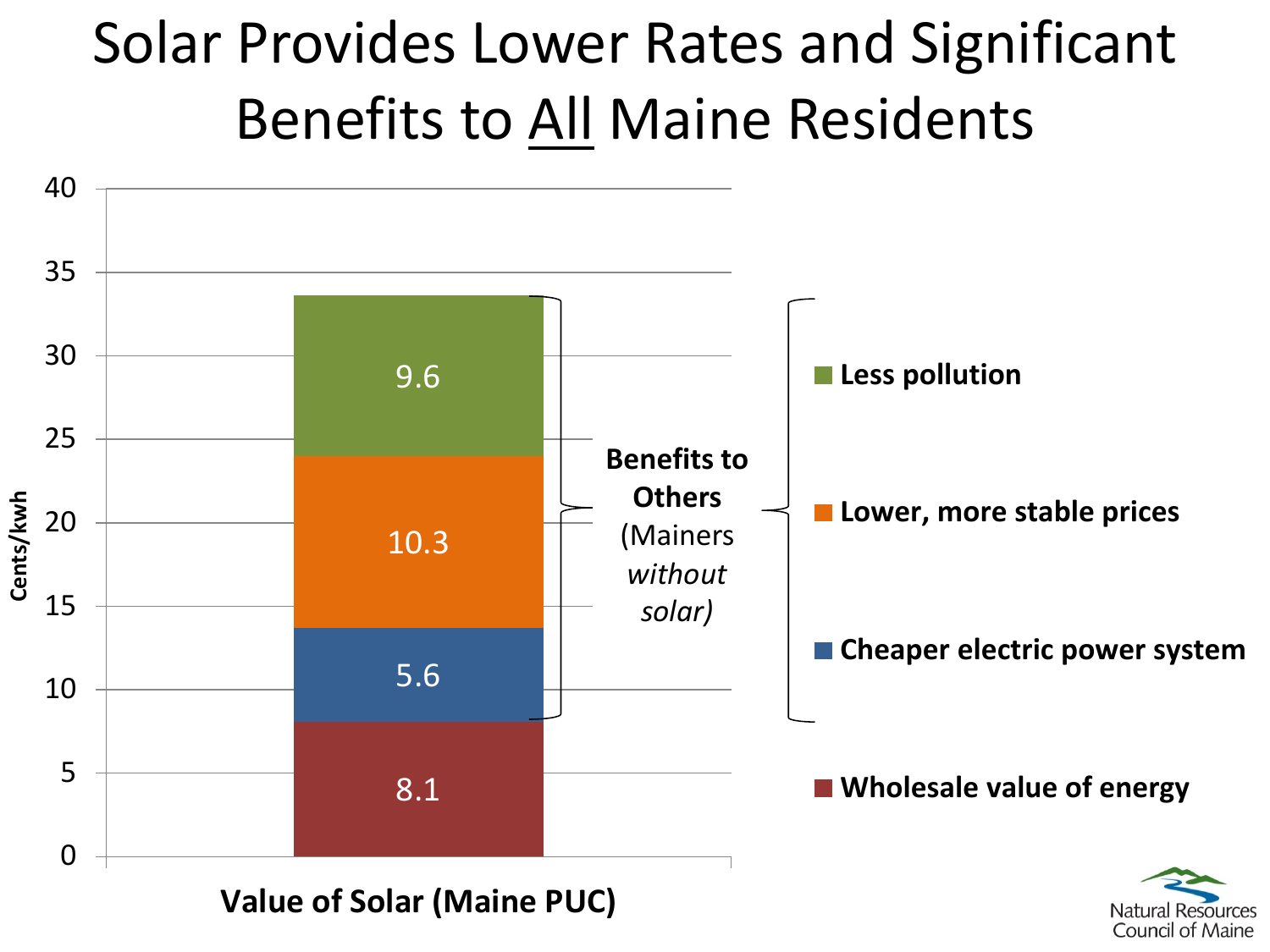# Solar Provides Lower Rates and Significant Benefits to All Maine Residents

| Value of Solar (Maine PUC) | Cents/kwh |
|---|---|
| Less pollution | 9.6 |
| Lower, more stable prices | 10.3 |
| Cheaper electric power system | 5.6 |
| Wholesale value of energy | 8.1 |

**Benefits to Others** (Mainers *without* solar): Less pollution, Lower, more stable prices, Cheaper electric power system

Natural Resources Council of Maine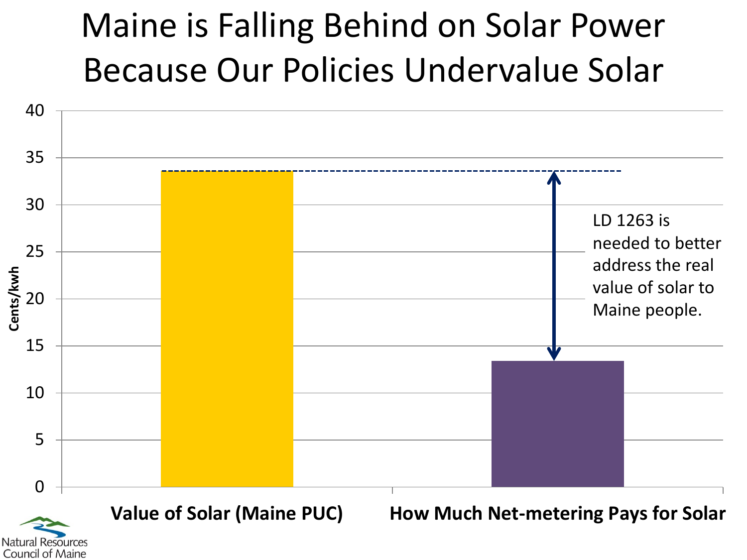# Maine is Falling Behind on Solar Power Because Our Policies Undervalue Solar

Cents/kwh

40
35
30
25
20
15
10
5
0

LD 1263 is needed to better address the real value of solar to Maine people.

**Value of Solar (Maine PUC)**

**How Much Net-metering Pays for Solar**

Natural Resources Council of Maine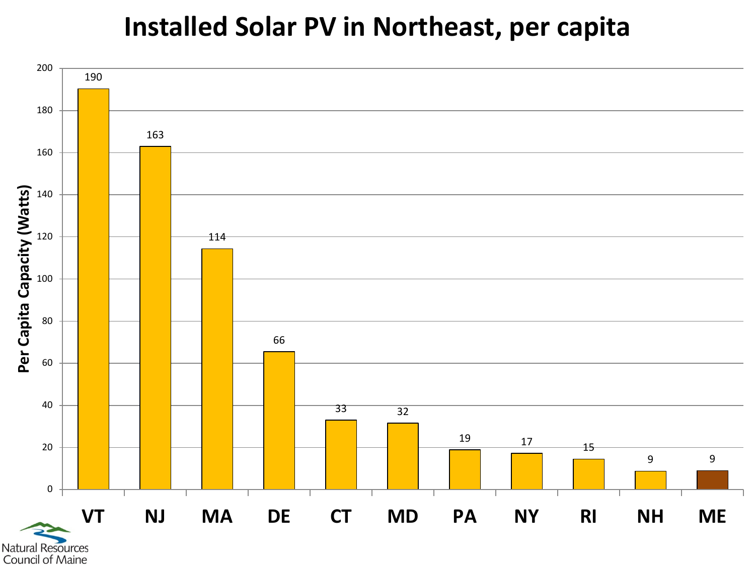# Installed Solar PV in Northeast, per capita

| State | Per Capita Capacity (Watts) |
|---|---|
| VT | 190 |
| NJ | 163 |
| MA | 114 |
| DE | 66 |
| CT | 33 |
| MD | 32 |
| PA | 19 |
| NY | 17 |
| RI | 15 |
| NH | 9 |
| ME | 9 |

Natural Resources Council of Maine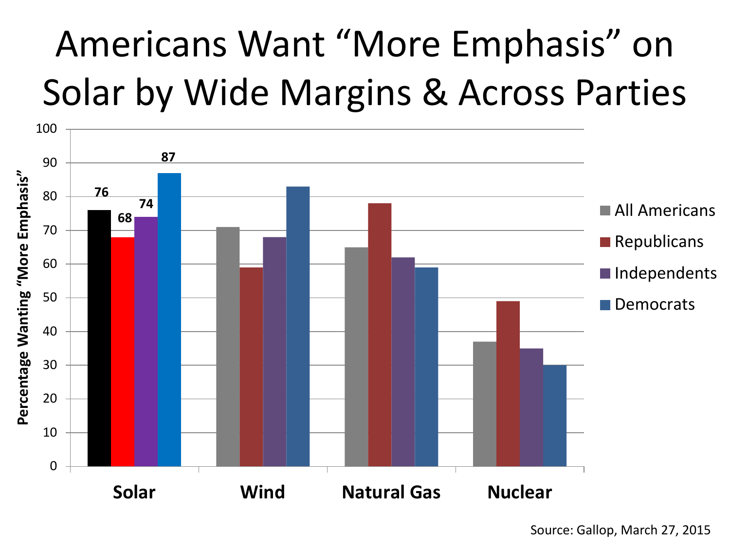# Americans Want "More Emphasis" on Solar by Wide Margins & Across Parties

Percentage Wanting "More Emphasis"

| | All Americans | Republicans | Independents | Democrats |
|---|---|---|---|---|
| Solar | 76 | 68 | 74 | 87 |
| Wind | 71 | 59 | 68 | 83 |
| Natural Gas | 65 | 78 | 62 | 59 |
| Nuclear | 37 | 49 | 35 | 30 |

Source: Gallop, March 27, 2015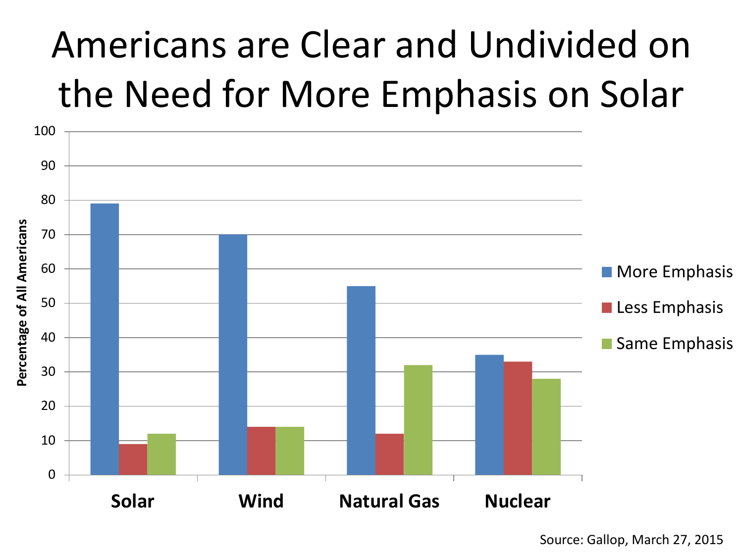# Americans are Clear and Undivided on the Need for More Emphasis on Solar

Percentage of All Americans

100
90
80
70
60
50
40
30
20
10
0

Solar
Wind
Natural Gas
Nuclear

More Emphasis
Less Emphasis
Same Emphasis

Source: Gallop, March 27, 2015